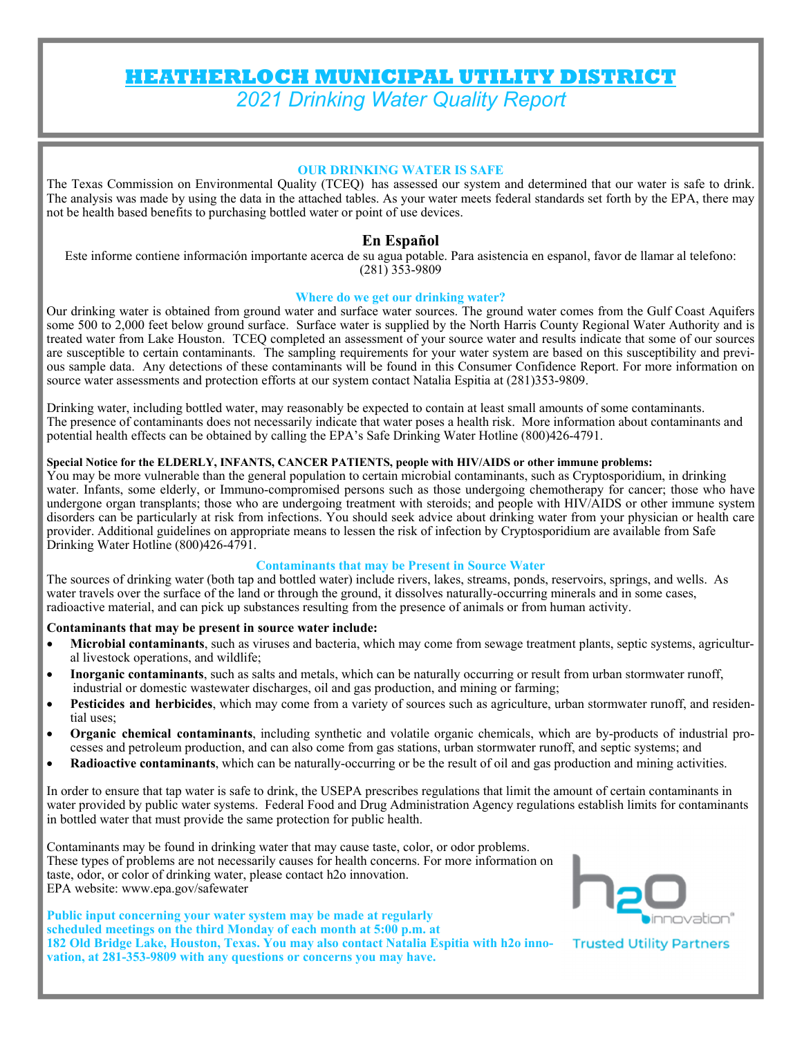# HEATHERLOCH MUNICIPAL UTILITY DISTRICT

*2021 Drinking Water Quality Report*

### OUR DRINKING WATER IS SAFE

The Texas Commission on Environmental Quality (TCEQ) has assessed our system and determined that our water is safe to drink. The analysis was made by using the data in the attached tables. As your water meets federal standards set forth by the EPA, there may not be health based benefits to purchasing bottled water or point of use devices.

### En Español

Este informe contiene información importante acerca de su agua potable. Para asistencia en espanol, favor de llamar al telefono: (281) 353-9809

### Where do we get our drinking water?

Our drinking water is obtained from ground water and surface water sources. The ground water comes from the Gulf Coast Aquifers some 500 to 2,000 feet below ground surface. Surface water is supplied by the North Harris County Regional Water Authority and is treated water from Lake Houston. TCEQ completed an assessment of your source water and results indicate that some of our sources are susceptible to certain contaminants. The sampling requirements for your water system are based on this susceptibility and previous sample data. Any detections of these contaminants will be found in this Consumer Confidence Report. For more information on source water assessments and protection efforts at our system contact Natalia Espitia at (281)353-9809.

Drinking water, including bottled water, may reasonably be expected to contain at least small amounts of some contaminants. The presence of contaminants does not necessarily indicate that water poses a health risk. More information about contaminants and potential health effects can be obtained by calling the EPA's Safe Drinking Water Hotline (800)426-4791.

**Special Notice for the ELDERLY, INFANTS, CANCER PATIENTS, people with HIV/AIDS or other immune problems:**

You may be more vulnerable than the general population to certain microbial contaminants, such as Cryptosporidium, in drinking water. Infants, some elderly, or Immuno-compromised persons such as those undergoing chemotherapy for cancer; those who have undergone organ transplants; those who are undergoing treatment with steroids; and people with HIV/AIDS or other immune system disorders can be particularly at risk from infections. You should seek advice about drinking water from your physician or health care provider. Additional guidelines on appropriate means to lessen the risk of infection by Cryptosporidium are available from Safe Drinking Water Hotline (800)426-4791.

### Contaminants that may be Present in Source Water

The sources of drinking water (both tap and bottled water) include rivers, lakes, streams, ponds, reservoirs, springs, and wells. As water travels over the surface of the land or through the ground, it dissolves naturally-occurring minerals and in some cases, radioactive material, and can pick up substances resulting from the presence of animals or from human activity.

**Contaminants that may be present in source water include:**

- **Microbial contaminants**, such as viruses and bacteria, which may come from sewage treatment plants, septic systems, agricultural livestock operations, and wildlife;
- **Inorganic contaminants**, such as salts and metals, which can be naturally occurring or result from urban stormwater runoff, industrial or domestic wastewater discharges, oil and gas production, and mining or farming;
- **Pesticides and herbicides**, which may come from a variety of sources such as agriculture, urban stormwater runoff, and residential uses;
- **Organic chemical contaminants**, including synthetic and volatile organic chemicals, which are by-products of industrial processes and petroleum production, and can also come from gas stations, urban stormwater runoff, and septic systems; and
- **Radioactive contaminants**, which can be naturally-occurring or be the result of oil and gas production and mining activities.

In order to ensure that tap water is safe to drink, the USEPA prescribes regulations that limit the amount of certain contaminants in water provided by public water systems. Federal Food and Drug Administration Agency regulations establish limits for contaminants in bottled water that must provide the same protection for public health.

Contaminants may be found in drinking water that may cause taste, color, or odor problems. These types of problems are not necessarily causes for health concerns. For more information on taste, odor, or color of drinking water, please contact h2o innovation.
EPA website: www.epa.gov/safewater

**Public input concerning your water system may be made at regularly scheduled meetings on the third Monday of each month at 5:00 p.m. at 182 Old Bridge Lake, Houston, Texas. You may also contact Natalia Espitia with h2o innovation, at 281-353-9809 with any questions or concerns you may have.**

h2O innovation® Trusted Utility Partners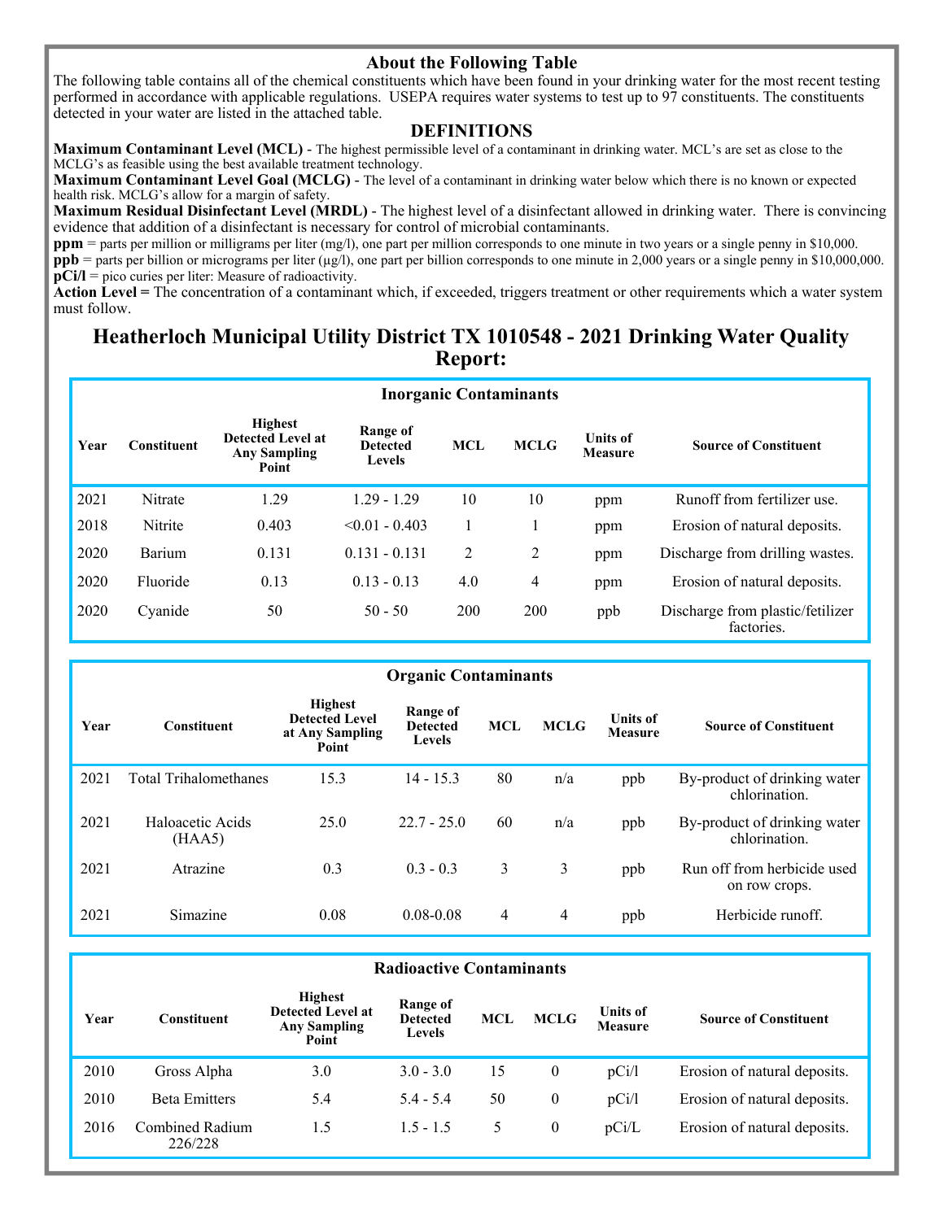## About the Following Table

The following table contains all of the chemical constituents which have been found in your drinking water for the most recent testing performed in accordance with applicable regulations. USEPA requires water systems to test up to 97 constituents. The constituents detected in your water are listed in the attached table.

## DEFINITIONS

**Maximum Contaminant Level (MCL)** - The highest permissible level of a contaminant in drinking water. MCL's are set as close to the MCLG's as feasible using the best available treatment technology.

**Maximum Contaminant Level Goal (MCLG)** - The level of a contaminant in drinking water below which there is no known or expected health risk. MCLG's allow for a margin of safety.

**Maximum Residual Disinfectant Level (MRDL)** - The highest level of a disinfectant allowed in drinking water. There is convincing evidence that addition of a disinfectant is necessary for control of microbial contaminants.

**ppm** = parts per million or milligrams per liter (mg/l), one part per million corresponds to one minute in two years or a single penny in $10,000.

**ppb** = parts per billion or micrograms per liter (μg/l), one part per billion corresponds to one minute in 2,000 years or a single penny in $10,000,000.

**pCi/l** = pico curies per liter: Measure of radioactivity.

**Action Level =** The concentration of a contaminant which, if exceeded, triggers treatment or other requirements which a water system must follow.

# Heatherloch Municipal Utility District TX 1010548 - 2021 Drinking Water Quality Report:

**Inorganic Contaminants**

| Year | Constituent | Highest Detected Level at Any Sampling Point | Range of Detected Levels | MCL | MCLG | Units of Measure | Source of Constituent |
|---|---|---|---|---|---|---|---|
| 2021 | Nitrate | 1.29 | 1.29 - 1.29 | 10 | 10 | ppm | Runoff from fertilizer use. |
| 2018 | Nitrite | 0.403 | <0.01 - 0.403 | 1 | 1 | ppm | Erosion of natural deposits. |
| 2020 | Barium | 0.131 | 0.131 - 0.131 | 2 | 2 | ppm | Discharge from drilling wastes. |
| 2020 | Fluoride | 0.13 | 0.13 - 0.13 | 4.0 | 4 | ppm | Erosion of natural deposits. |
| 2020 | Cyanide | 50 | 50 - 50 | 200 | 200 | ppb | Discharge from plastic/fetilizer factories. |

**Organic Contaminants**

| Year | Constituent | Highest Detected Level at Any Sampling Point | Range of Detected Levels | MCL | MCLG | Units of Measure | Source of Constituent |
|---|---|---|---|---|---|---|---|
| 2021 | Total Trihalomethanes | 15.3 | 14 - 15.3 | 80 | n/a | ppb | By-product of drinking water chlorination. |
| 2021 | Haloacetic Acids (HAA5) | 25.0 | 22.7 - 25.0 | 60 | n/a | ppb | By-product of drinking water chlorination. |
| 2021 | Atrazine | 0.3 | 0.3 - 0.3 | 3 | 3 | ppb | Run off from herbicide used on row crops. |
| 2021 | Simazine | 0.08 | 0.08-0.08 | 4 | 4 | ppb | Herbicide runoff. |

**Radioactive Contaminants**

| Year | Constituent | Highest Detected Level at Any Sampling Point | Range of Detected Levels | MCL | MCLG | Units of Measure | Source of Constituent |
|---|---|---|---|---|---|---|---|
| 2010 | Gross Alpha | 3.0 | 3.0 - 3.0 | 15 | 0 | pCi/l | Erosion of natural deposits. |
| 2010 | Beta Emitters | 5.4 | 5.4 - 5.4 | 50 | 0 | pCi/l | Erosion of natural deposits. |
| 2016 | Combined Radium 226/228 | 1.5 | 1.5 - 1.5 | 5 | 0 | pCi/L | Erosion of natural deposits. |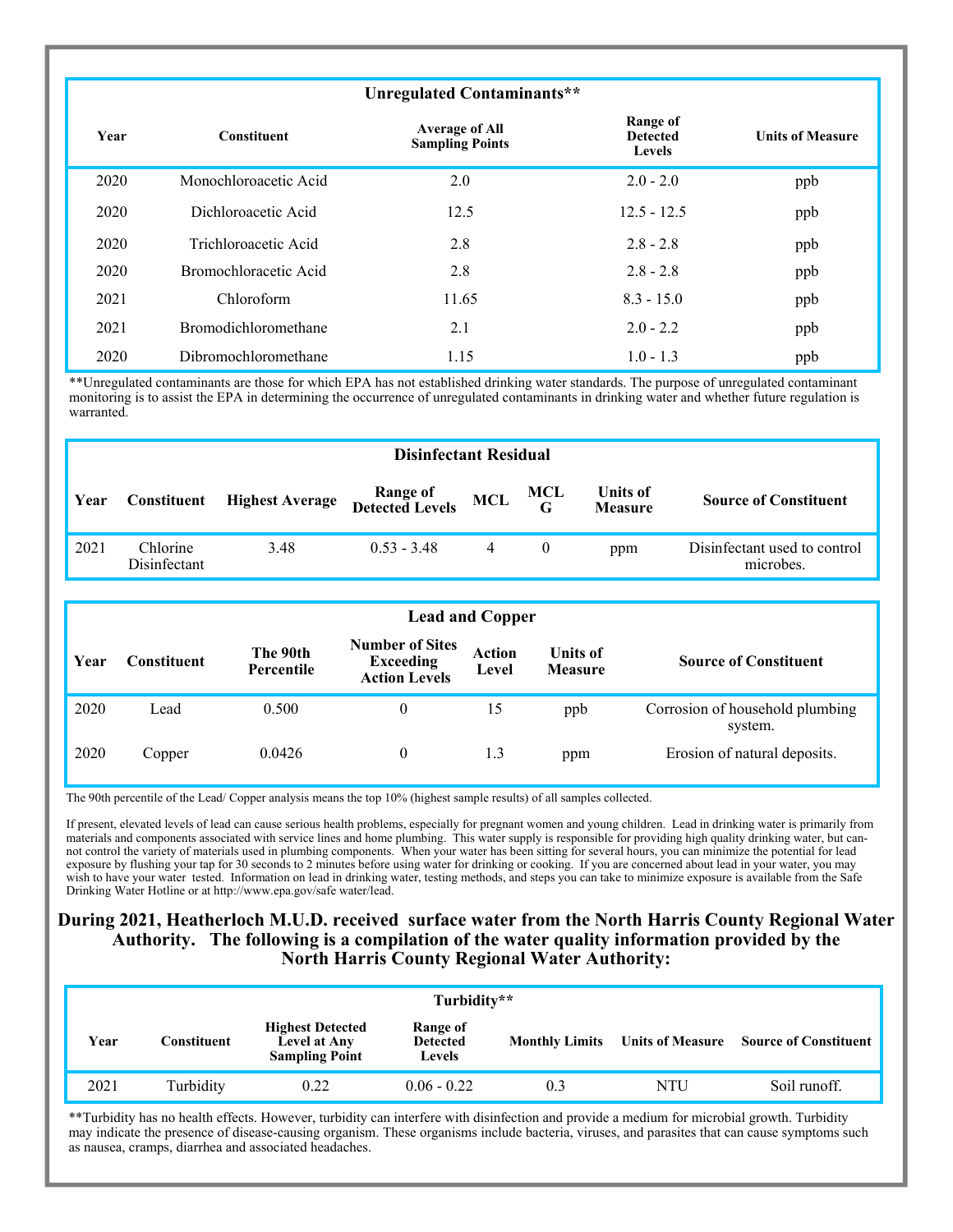**Unregulated Contaminants****

| Year | Constituent | Average of All Sampling Points | Range of Detected Levels | Units of Measure |
|---|---|---|---|---|
| 2020 | Monochloroacetic Acid | 2.0 | 2.0 - 2.0 | ppb |
| 2020 | Dichloroacetic Acid | 12.5 | 12.5 - 12.5 | ppb |
| 2020 | Trichloroacetic Acid | 2.8 | 2.8 - 2.8 | ppb |
| 2020 | Bromochloracetic Acid | 2.8 | 2.8 - 2.8 | ppb |
| 2021 | Chloroform | 11.65 | 8.3 - 15.0 | ppb |
| 2021 | Bromodichloromethane | 2.1 | 2.0 - 2.2 | ppb |
| 2020 | Dibromochloromethane | 1.15 | 1.0 - 1.3 | ppb |

**Unregulated contaminants are those for which EPA has not established drinking water standards. The purpose of unregulated contaminant monitoring is to assist the EPA in determining the occurrence of unregulated contaminants in drinking water and whether future regulation is warranted.

**Disinfectant Residual**

| Year | Constituent | Highest Average | Range of Detected Levels | MCL | MCL G | Units of Measure | Source of Constituent |
|---|---|---|---|---|---|---|---|
| 2021 | Chlorine Disinfectant | 3.48 | 0.53 - 3.48 | 4 | 0 | ppm | Disinfectant used to control microbes. |

**Lead and Copper**

| Year | Constituent | The 90th Percentile | Number of Sites Exceeding Action Levels | Action Level | Units of Measure | Source of Constituent |
|---|---|---|---|---|---|---|
| 2020 | Lead | 0.500 | 0 | 15 | ppb | Corrosion of household plumbing system. |
| 2020 | Copper | 0.0426 | 0 | 1.3 | ppm | Erosion of natural deposits. |

The 90th percentile of the Lead/ Copper analysis means the top 10% (highest sample results) of all samples collected.

If present, elevated levels of lead can cause serious health problems, especially for pregnant women and young children. Lead in drinking water is primarily from materials and components associated with service lines and home plumbing. This water supply is responsible for providing high quality drinking water, but cannot control the variety of materials used in plumbing components. When your water has been sitting for several hours, you can minimize the potential for lead exposure by flushing your tap for 30 seconds to 2 minutes before using water for drinking or cooking. If you are concerned about lead in your water, you may wish to have your water tested. Information on lead in drinking water, testing methods, and steps you can take to minimize exposure is available from the Safe Drinking Water Hotline or at http://www.epa.gov/safe water/lead.

## During 2021, Heatherloch M.U.D. received surface water from the North Harris County Regional Water Authority. The following is a compilation of the water quality information provided by the North Harris County Regional Water Authority:

**Turbidity****

| Year | Constituent | Highest Detected Level at Any Sampling Point | Range of Detected Levels | Monthly Limits | Units of Measure | Source of Constituent |
|---|---|---|---|---|---|---|
| 2021 | Turbidity | 0.22 | 0.06 - 0.22 | 0.3 | NTU | Soil runoff. |

**Turbidity has no health effects. However, turbidity can interfere with disinfection and provide a medium for microbial growth. Turbidity may indicate the presence of disease-causing organism. These organisms include bacteria, viruses, and parasites that can cause symptoms such as nausea, cramps, diarrhea and associated headaches.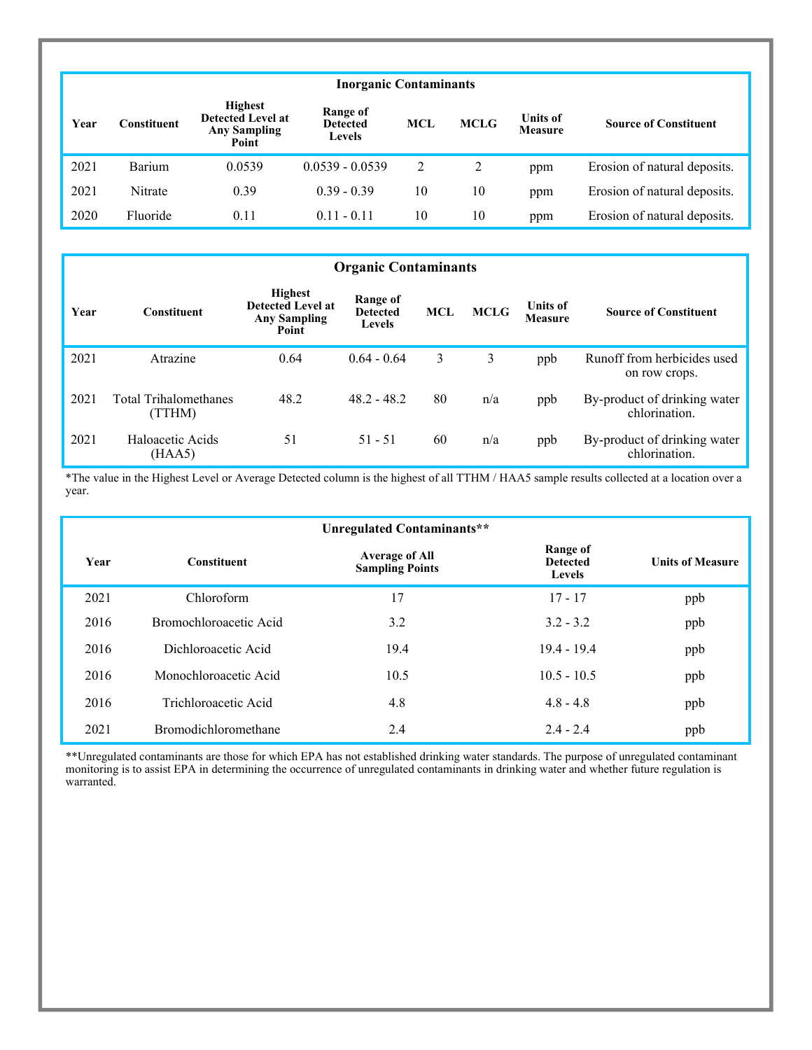| Inorganic Contaminants | | | | | | | |
|---|---|---|---|---|---|---|---|
| **Year** | **Constituent** | **Highest Detected Level at Any Sampling Point** | **Range of Detected Levels** | **MCL** | **MCLG** | **Units of Measure** | **Source of Constituent** |
| 2021 | Barium | 0.0539 | 0.0539 - 0.0539 | 2 | 2 | ppm | Erosion of natural deposits. |
| 2021 | Nitrate | 0.39 | 0.39 - 0.39 | 10 | 10 | ppm | Erosion of natural deposits. |
| 2020 | Fluoride | 0.11 | 0.11 - 0.11 | 10 | 10 | ppm | Erosion of natural deposits. |

| Organic Contaminants | | | | | | | |
|---|---|---|---|---|---|---|---|
| **Year** | **Constituent** | **Highest Detected Level at Any Sampling Point** | **Range of Detected Levels** | **MCL** | **MCLG** | **Units of Measure** | **Source of Constituent** |
| 2021 | Atrazine | 0.64 | 0.64 - 0.64 | 3 | 3 | ppb | Runoff from herbicides used on row crops. |
| 2021 | Total Trihalomethanes (TTHM) | 48.2 | 48.2 - 48.2 | 80 | n/a | ppb | By-product of drinking water chlorination. |
| 2021 | Haloacetic Acids (HAA5) | 51 | 51 - 51 | 60 | n/a | ppb | By-product of drinking water chlorination. |

*The value in the Highest Level or Average Detected column is the highest of all TTHM / HAA5 sample results collected at a location over a year.

| Unregulated Contaminants** | | | | |
|---|---|---|---|---|
| **Year** | **Constituent** | **Average of All Sampling Points** | **Range of Detected Levels** | **Units of Measure** |
| 2021 | Chloroform | 17 | 17 - 17 | ppb |
| 2016 | Bromochloroacetic Acid | 3.2 | 3.2 - 3.2 | ppb |
| 2016 | Dichloroacetic Acid | 19.4 | 19.4 - 19.4 | ppb |
| 2016 | Monochloroacetic Acid | 10.5 | 10.5 - 10.5 | ppb |
| 2016 | Trichloroacetic Acid | 4.8 | 4.8 - 4.8 | ppb |
| 2021 | Bromodichloromethane | 2.4 | 2.4 - 2.4 | ppb |

**Unregulated contaminants are those for which EPA has not established drinking water standards. The purpose of unregulated contaminant monitoring is to assist EPA in determining the occurrence of unregulated contaminants in drinking water and whether future regulation is warranted.